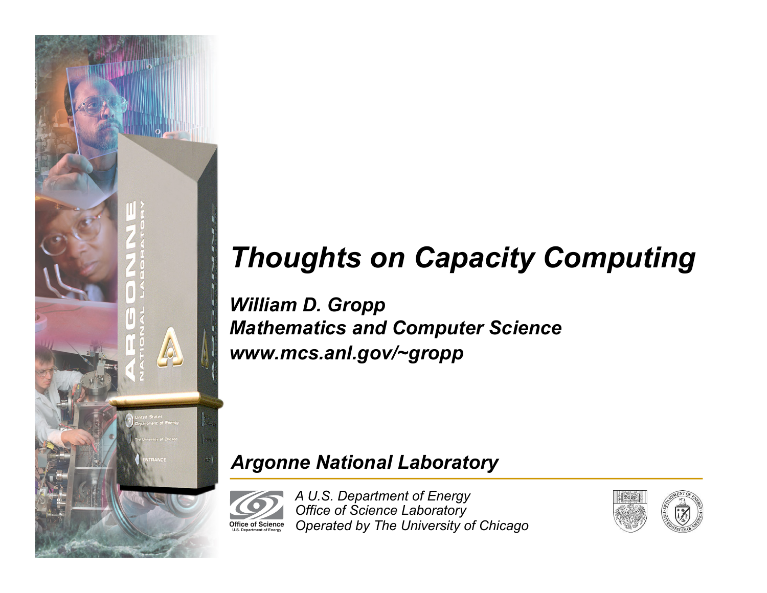# Thoughts on Capacity Computing

***William D. Gropp***
***Mathematics and Computer Science***
***www.mcs.anl.gov/~gropp***

***Argonne National Laboratory***

*A U.S. Department of Energy*
*Office of Science Laboratory*
*Operated by The University of Chicago*

Office of Science
U.S. Department of Energy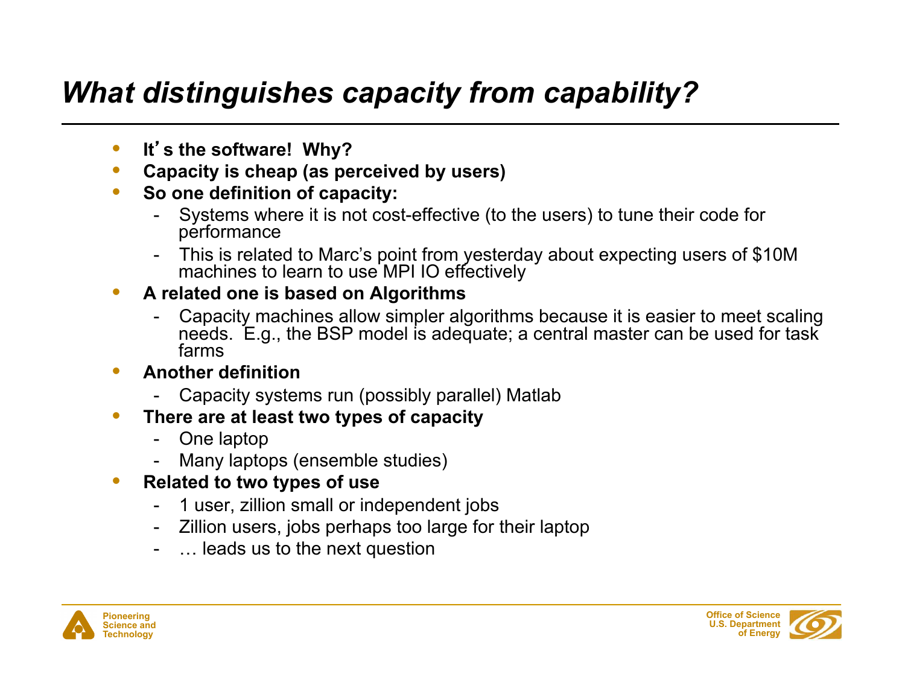# *What distinguishes capacity from capability?*

- **It's the software! Why?**
- **Capacity is cheap (as perceived by users)**
- **So one definition of capacity:**
  - Systems where it is not cost-effective (to the users) to tune their code for performance
  - This is related to Marc's point from yesterday about expecting users of $10M machines to learn to use MPI IO effectively
- **A related one is based on Algorithms**
  - Capacity machines allow simpler algorithms because it is easier to meet scaling needs. E.g., the BSP model is adequate; a central master can be used for task farms
- **Another definition**
  - Capacity systems run (possibly parallel) Matlab
- **There are at least two types of capacity**
  - One laptop
  - Many laptops (ensemble studies)
- **Related to two types of use**
  - 1 user, zillion small or independent jobs
  - Zillion users, jobs perhaps too large for their laptop
  - … leads us to the next question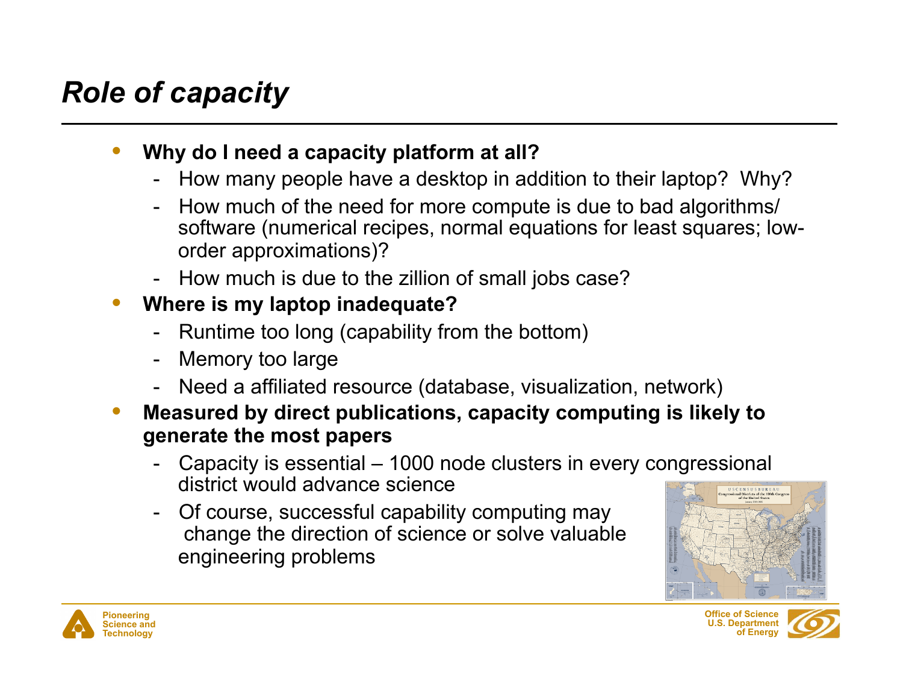# *Role of capacity*

- **Why do I need a capacity platform at all?**
  - How many people have a desktop in addition to their laptop? Why?
  - How much of the need for more compute is due to bad algorithms/ software (numerical recipes, normal equations for least squares; low-order approximations)?
  - How much is due to the zillion of small jobs case?
- **Where is my laptop inadequate?**
  - Runtime too long (capability from the bottom)
  - Memory too large
  - Need a affiliated resource (database, visualization, network)
- **Measured by direct publications, capacity computing is likely to generate the most papers**
  - Capacity is essential – 1000 node clusters in every congressional district would advance science
  - Of course, successful capability computing may change the direction of science or solve valuable engineering problems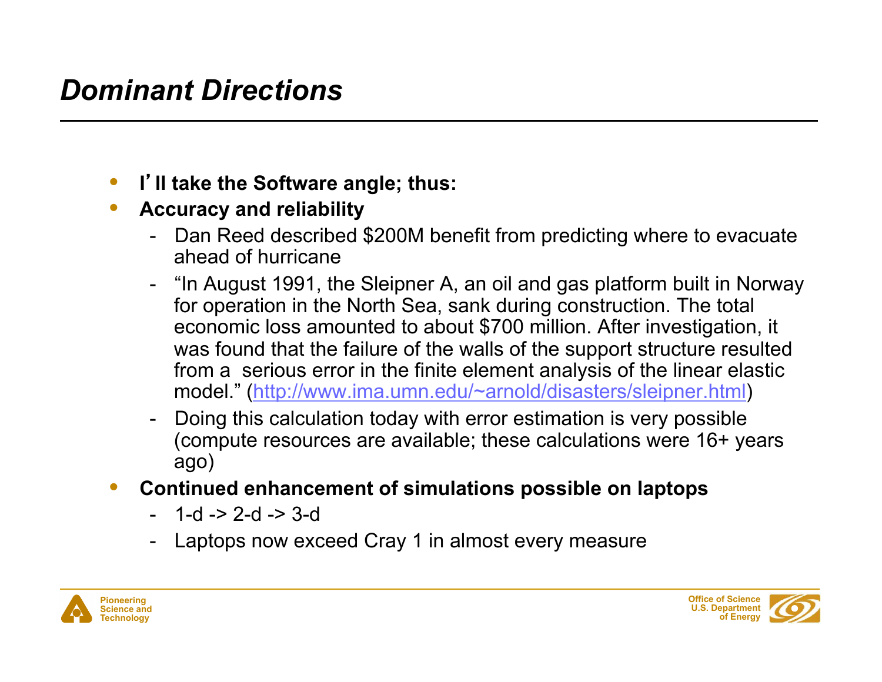# *Dominant Directions*

- **I'll take the Software angle; thus:**
- **Accuracy and reliability**
  - Dan Reed described $200M benefit from predicting where to evacuate ahead of hurricane
  - "In August 1991, the Sleipner A, an oil and gas platform built in Norway for operation in the North Sea, sank during construction. The total economic loss amounted to about $700 million. After investigation, it was found that the failure of the walls of the support structure resulted from a serious error in the finite element analysis of the linear elastic model." (http://www.ima.umn.edu/~arnold/disasters/sleipner.html)
  - Doing this calculation today with error estimation is very possible (compute resources are available; these calculations were 16+ years ago)
- **Continued enhancement of simulations possible on laptops**
  - 1-d -> 2-d -> 3-d
  - Laptops now exceed Cray 1 in almost every measure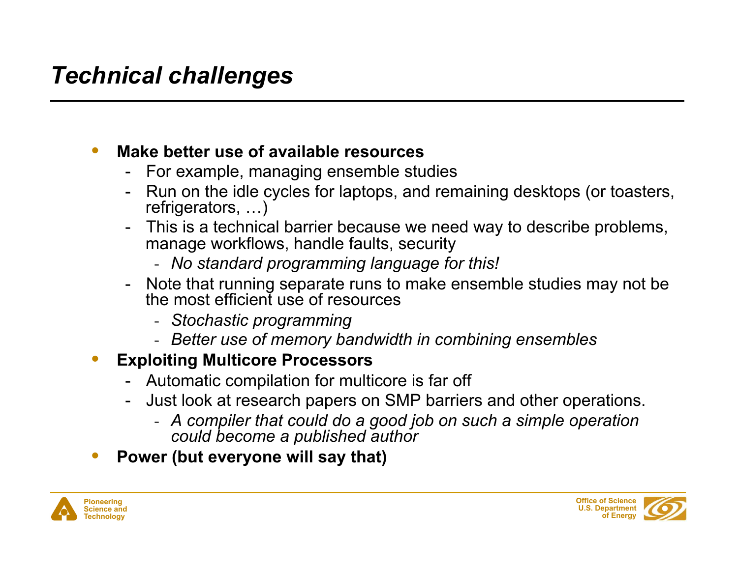# *Technical challenges*

- **Make better use of available resources**
  - For example, managing ensemble studies
  - Run on the idle cycles for laptops, and remaining desktops (or toasters, refrigerators, …)
  - This is a technical barrier because we need way to describe problems, manage workflows, handle faults, security
    - *No standard programming language for this!*
  - Note that running separate runs to make ensemble studies may not be the most efficient use of resources
    - *Stochastic programming*
    - *Better use of memory bandwidth in combining ensembles*
- **Exploiting Multicore Processors**
  - Automatic compilation for multicore is far off
  - Just look at research papers on SMP barriers and other operations.
    - *A compiler that could do a good job on such a simple operation could become a published author*
- **Power (but everyone will say that)**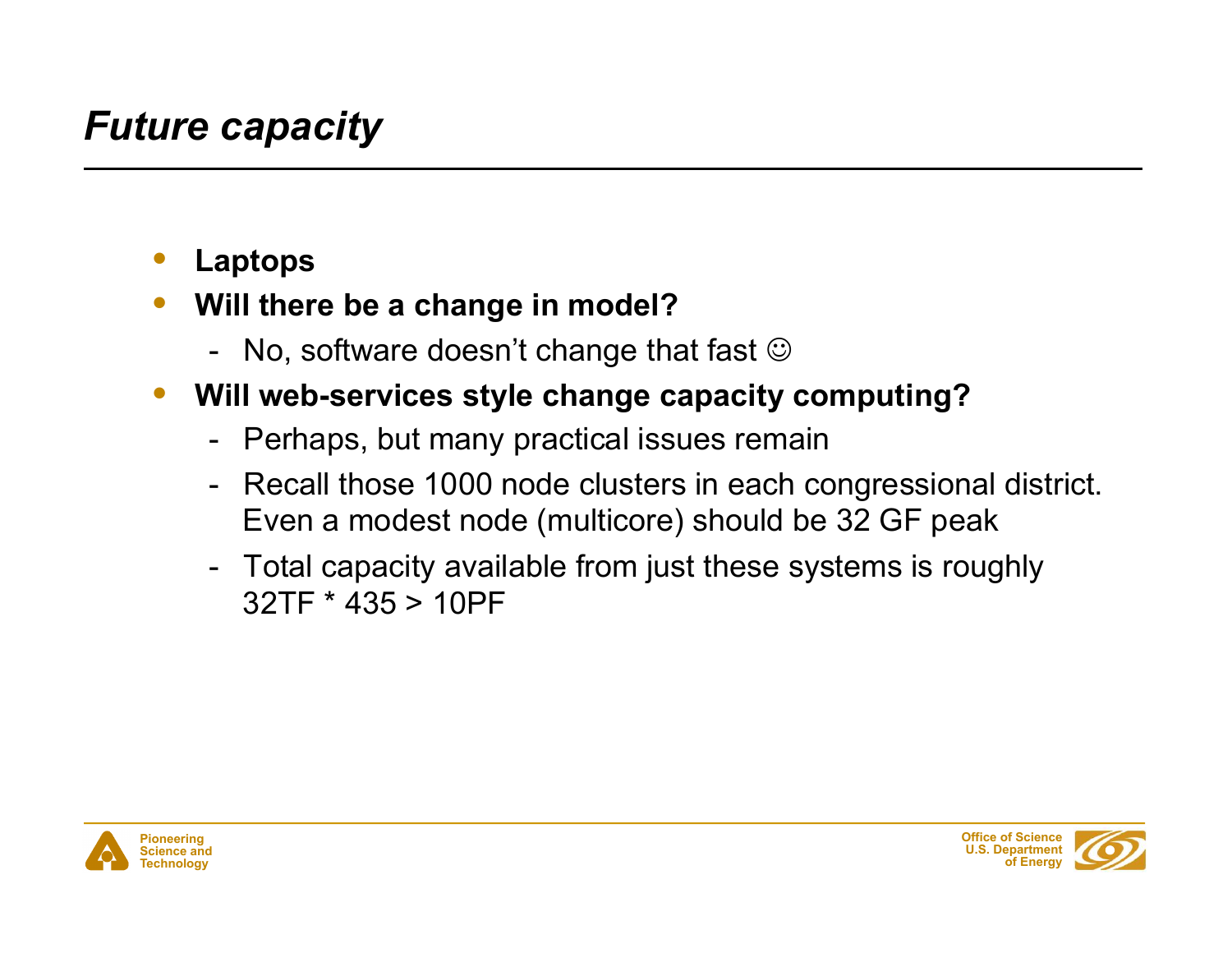# *Future capacity*

- **Laptops**
- **Will there be a change in model?**
  - No, software doesn't change that fast ☺
- **Will web-services style change capacity computing?**
  - Perhaps, but many practical issues remain
  - Recall those 1000 node clusters in each congressional district. Even a modest node (multicore) should be 32 GF peak
  - Total capacity available from just these systems is roughly 32TF * 435 > 10PF